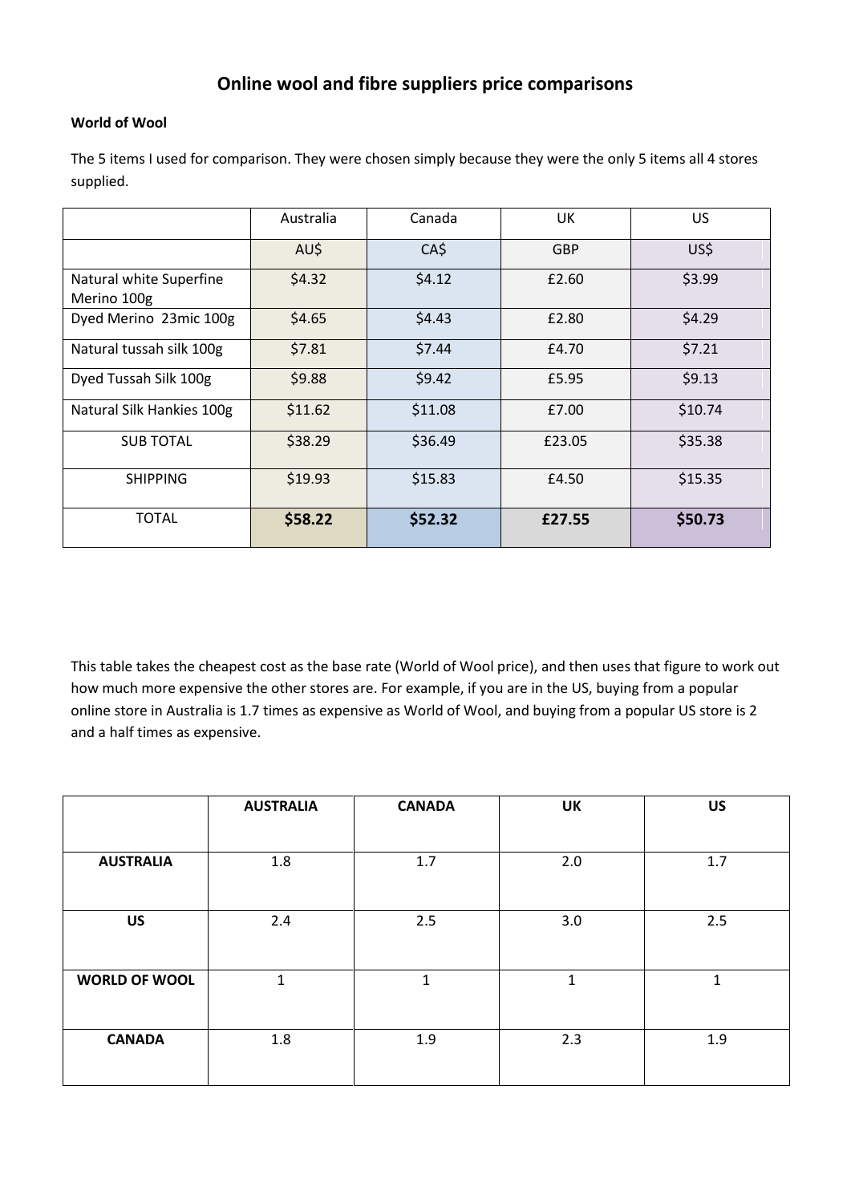# Online wool and fibre suppliers price comparisons

**World of Wool**

The 5 items I used for comparison. They were chosen simply because they were the only 5 items all 4 stores supplied.

| | Australia | Canada | UK | US |
|---|---|---|---|---|
| | AU$ | CA$ | GBP | US$ |
| Natural white Superfine Merino 100g | $4.32 | $4.12 | £2.60 | $3.99 |
| Dyed Merino 23mic 100g | $4.65 | $4.43 | £2.80 | $4.29 |
| Natural tussah silk 100g | $7.81 | $7.44 | £4.70 | $7.21 |
| Dyed Tussah Silk 100g | $9.88 | $9.42 | £5.95 | $9.13 |
| Natural Silk Hankies 100g | $11.62 | $11.08 | £7.00 | $10.74 |
| SUB TOTAL | $38.29 | $36.49 | £23.05 | $35.38 |
| SHIPPING | $19.93 | $15.83 | £4.50 | $15.35 |
| TOTAL | **$58.22** | **$52.32** | **£27.55** | **$50.73** |

This table takes the cheapest cost as the base rate (World of Wool price), and then uses that figure to work out how much more expensive the other stores are. For example, if you are in the US, buying from a popular online store in Australia is 1.7 times as expensive as World of Wool, and buying from a popular US store is 2 and a half times as expensive.

| | **AUSTRALIA** | **CANADA** | **UK** | **US** |
|---|---|---|---|---|
| **AUSTRALIA** | 1.8 | 1.7 | 2.0 | 1.7 |
| **US** | 2.4 | 2.5 | 3.0 | 2.5 |
| **WORLD OF WOOL** | 1 | 1 | 1 | 1 |
| **CANADA** | 1.8 | 1.9 | 2.3 | 1.9 |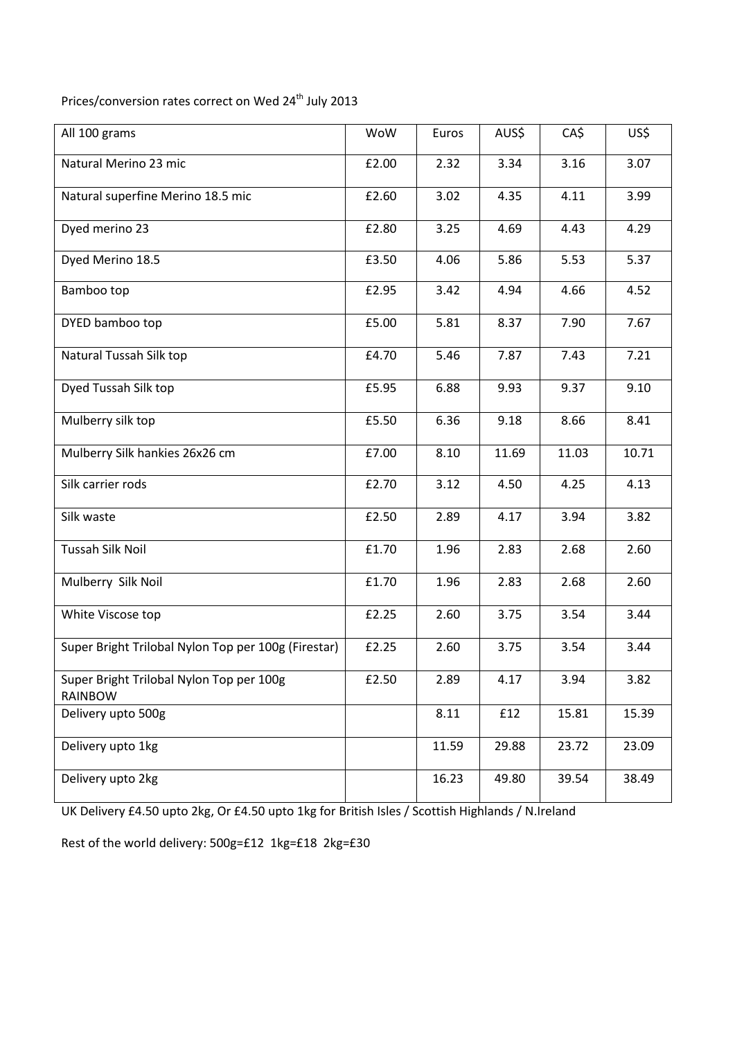Prices/conversion rates correct on Wed 24th July 2013

| All 100 grams | WoW | Euros | AUS$ | CA$ | US$ |
|---|---|---|---|---|---|
| Natural Merino 23 mic | £2.00 | 2.32 | 3.34 | 3.16 | 3.07 |
| Natural superfine Merino 18.5 mic | £2.60 | 3.02 | 4.35 | 4.11 | 3.99 |
| Dyed merino 23 | £2.80 | 3.25 | 4.69 | 4.43 | 4.29 |
| Dyed Merino 18.5 | £3.50 | 4.06 | 5.86 | 5.53 | 5.37 |
| Bamboo top | £2.95 | 3.42 | 4.94 | 4.66 | 4.52 |
| DYED bamboo top | £5.00 | 5.81 | 8.37 | 7.90 | 7.67 |
| Natural Tussah Silk top | £4.70 | 5.46 | 7.87 | 7.43 | 7.21 |
| Dyed Tussah Silk top | £5.95 | 6.88 | 9.93 | 9.37 | 9.10 |
| Mulberry silk top | £5.50 | 6.36 | 9.18 | 8.66 | 8.41 |
| Mulberry Silk hankies 26x26 cm | £7.00 | 8.10 | 11.69 | 11.03 | 10.71 |
| Silk carrier rods | £2.70 | 3.12 | 4.50 | 4.25 | 4.13 |
| Silk waste | £2.50 | 2.89 | 4.17 | 3.94 | 3.82 |
| Tussah Silk Noil | £1.70 | 1.96 | 2.83 | 2.68 | 2.60 |
| Mulberry Silk Noil | £1.70 | 1.96 | 2.83 | 2.68 | 2.60 |
| White Viscose top | £2.25 | 2.60 | 3.75 | 3.54 | 3.44 |
| Super Bright Trilobal Nylon Top per 100g (Firestar) | £2.25 | 2.60 | 3.75 | 3.54 | 3.44 |
| Super Bright Trilobal Nylon Top per 100g RAINBOW | £2.50 | 2.89 | 4.17 | 3.94 | 3.82 |
| Delivery upto 500g | | 8.11 | £12 | 15.81 | 15.39 |
| Delivery upto 1kg | | 11.59 | 29.88 | 23.72 | 23.09 |
| Delivery upto 2kg | | 16.23 | 49.80 | 39.54 | 38.49 |

UK Delivery £4.50 upto 2kg, Or £4.50 upto 1kg for British Isles / Scottish Highlands / N.Ireland

Rest of the world delivery: 500g=£12 1kg=£18 2kg=£30